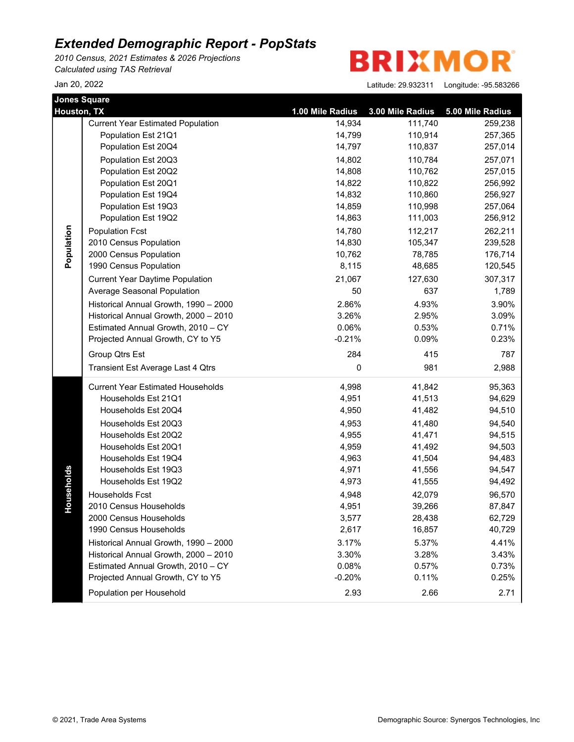# Extended Demographic Report - PopStats

*2010 Census, 2021 Estimates & 2026 Projections*
*Calculated using TAS Retrieval*

BRIXMOR

Jan 20, 2022

Latitude: 29.932311 Longitude: -95.583266

**Jones Square**
**Houston, TX**

| | | 1.00 Mile Radius | 3.00 Mile Radius | 5.00 Mile Radius |
|---|---|---|---|---|
| Population | Current Year Estimated Population | 14,934 | 111,740 | 259,238 |
| | Population Est 21Q1 | 14,799 | 110,914 | 257,365 |
| | Population Est 20Q4 | 14,797 | 110,837 | 257,014 |
| | Population Est 20Q3 | 14,802 | 110,784 | 257,071 |
| | Population Est 20Q2 | 14,808 | 110,762 | 257,015 |
| | Population Est 20Q1 | 14,822 | 110,822 | 256,992 |
| | Population Est 19Q4 | 14,832 | 110,860 | 256,927 |
| | Population Est 19Q3 | 14,859 | 110,998 | 257,064 |
| | Population Est 19Q2 | 14,863 | 111,003 | 256,912 |
| | Population Fcst | 14,780 | 112,217 | 262,211 |
| | 2010 Census Population | 14,830 | 105,347 | 239,528 |
| | 2000 Census Population | 10,762 | 78,785 | 176,714 |
| | 1990 Census Population | 8,115 | 48,685 | 120,545 |
| | Current Year Daytime Population | 21,067 | 127,630 | 307,317 |
| | Average Seasonal Population | 50 | 637 | 1,789 |
| | Historical Annual Growth, 1990 – 2000 | 2.86% | 4.93% | 3.90% |
| | Historical Annual Growth, 2000 – 2010 | 3.26% | 2.95% | 3.09% |
| | Estimated Annual Growth, 2010 – CY | 0.06% | 0.53% | 0.71% |
| | Projected Annual Growth, CY to Y5 | -0.21% | 0.09% | 0.23% |
| | Group Qtrs Est | 284 | 415 | 787 |
| | Transient Est Average Last 4 Qtrs | 0 | 981 | 2,988 |
| Households | Current Year Estimated Households | 4,998 | 41,842 | 95,363 |
| | Households Est 21Q1 | 4,951 | 41,513 | 94,629 |
| | Households Est 20Q4 | 4,950 | 41,482 | 94,510 |
| | Households Est 20Q3 | 4,953 | 41,480 | 94,540 |
| | Households Est 20Q2 | 4,955 | 41,471 | 94,515 |
| | Households Est 20Q1 | 4,959 | 41,492 | 94,503 |
| | Households Est 19Q4 | 4,963 | 41,504 | 94,483 |
| | Households Est 19Q3 | 4,971 | 41,556 | 94,547 |
| | Households Est 19Q2 | 4,973 | 41,555 | 94,492 |
| | Households Fcst | 4,948 | 42,079 | 96,570 |
| | 2010 Census Households | 4,951 | 39,266 | 87,847 |
| | 2000 Census Households | 3,577 | 28,438 | 62,729 |
| | 1990 Census Households | 2,617 | 16,857 | 40,729 |
| | Historical Annual Growth, 1990 – 2000 | 3.17% | 5.37% | 4.41% |
| | Historical Annual Growth, 2000 – 2010 | 3.30% | 3.28% | 3.43% |
| | Estimated Annual Growth, 2010 – CY | 0.08% | 0.57% | 0.73% |
| | Projected Annual Growth, CY to Y5 | -0.20% | 0.11% | 0.25% |
| | Population per Household | 2.93 | 2.66 | 2.71 |

© 2021, Trade Area Systems

Demographic Source: Synergos Technologies, Inc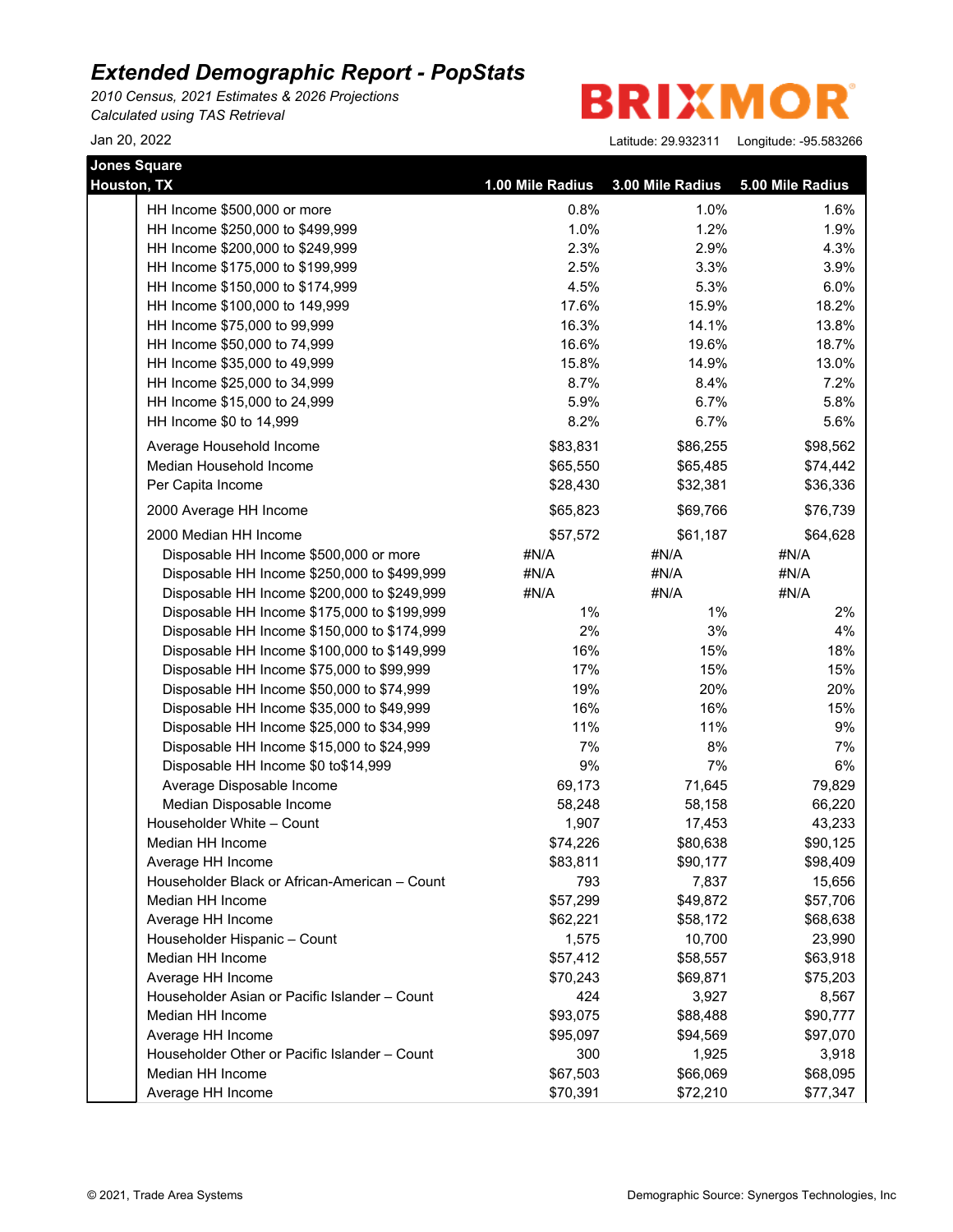# Extended Demographic Report - PopStats

*2010 Census, 2021 Estimates & 2026 Projections*
*Calculated using TAS Retrieval*

Jan 20, 2022

BRIXMOR

Latitude: 29.932311    Longitude: -95.583266

| Jones Square Houston, TX | 1.00 Mile Radius | 3.00 Mile Radius | 5.00 Mile Radius |
|---|---|---|---|
| HH Income $500,000 or more | 0.8% | 1.0% | 1.6% |
| HH Income $250,000 to $499,999 | 1.0% | 1.2% | 1.9% |
| HH Income $200,000 to $249,999 | 2.3% | 2.9% | 4.3% |
| HH Income $175,000 to $199,999 | 2.5% | 3.3% | 3.9% |
| HH Income $150,000 to $174,999 | 4.5% | 5.3% | 6.0% |
| HH Income $100,000 to 149,999 | 17.6% | 15.9% | 18.2% |
| HH Income $75,000 to 99,999 | 16.3% | 14.1% | 13.8% |
| HH Income $50,000 to 74,999 | 16.6% | 19.6% | 18.7% |
| HH Income $35,000 to 49,999 | 15.8% | 14.9% | 13.0% |
| HH Income $25,000 to 34,999 | 8.7% | 8.4% | 7.2% |
| HH Income $15,000 to 24,999 | 5.9% | 6.7% | 5.8% |
| HH Income $0 to 14,999 | 8.2% | 6.7% | 5.6% |
| Average Household Income | $83,831 | $86,255 | $98,562 |
| Median Household Income | $65,550 | $65,485 | $74,442 |
| Per Capita Income | $28,430 | $32,381 | $36,336 |
| 2000 Average HH Income | $65,823 | $69,766 | $76,739 |
| 2000 Median HH Income | $57,572 | $61,187 | $64,628 |
| Disposable HH Income $500,000 or more | #N/A | #N/A | #N/A |
| Disposable HH Income $250,000 to $499,999 | #N/A | #N/A | #N/A |
| Disposable HH Income $200,000 to $249,999 | #N/A | #N/A | #N/A |
| Disposable HH Income $175,000 to $199,999 | 1% | 1% | 2% |
| Disposable HH Income $150,000 to $174,999 | 2% | 3% | 4% |
| Disposable HH Income $100,000 to $149,999 | 16% | 15% | 18% |
| Disposable HH Income $75,000 to $99,999 | 17% | 15% | 15% |
| Disposable HH Income $50,000 to $74,999 | 19% | 20% | 20% |
| Disposable HH Income $35,000 to $49,999 | 16% | 16% | 15% |
| Disposable HH Income $25,000 to $34,999 | 11% | 11% | 9% |
| Disposable HH Income $15,000 to $24,999 | 7% | 8% | 7% |
| Disposable HH Income $0 to$14,999 | 9% | 7% | 6% |
| Average Disposable Income | 69,173 | 71,645 | 79,829 |
| Median Disposable Income | 58,248 | 58,158 | 66,220 |
| Householder White – Count | 1,907 | 17,453 | 43,233 |
| Median HH Income | $74,226 | $80,638 | $90,125 |
| Average HH Income | $83,811 | $90,177 | $98,409 |
| Householder Black or African-American – Count | 793 | 7,837 | 15,656 |
| Median HH Income | $57,299 | $49,872 | $57,706 |
| Average HH Income | $62,221 | $58,172 | $68,638 |
| Householder Hispanic – Count | 1,575 | 10,700 | 23,990 |
| Median HH Income | $57,412 | $58,557 | $63,918 |
| Average HH Income | $70,243 | $69,871 | $75,203 |
| Householder Asian or Pacific Islander – Count | 424 | 3,927 | 8,567 |
| Median HH Income | $93,075 | $88,488 | $90,777 |
| Average HH Income | $95,097 | $94,569 | $97,070 |
| Householder Other or Pacific Islander – Count | 300 | 1,925 | 3,918 |
| Median HH Income | $67,503 | $66,069 | $68,095 |
| Average HH Income | $70,391 | $72,210 | $77,347 |

© 2021, Trade Area Systems

Demographic Source: Synergos Technologies, Inc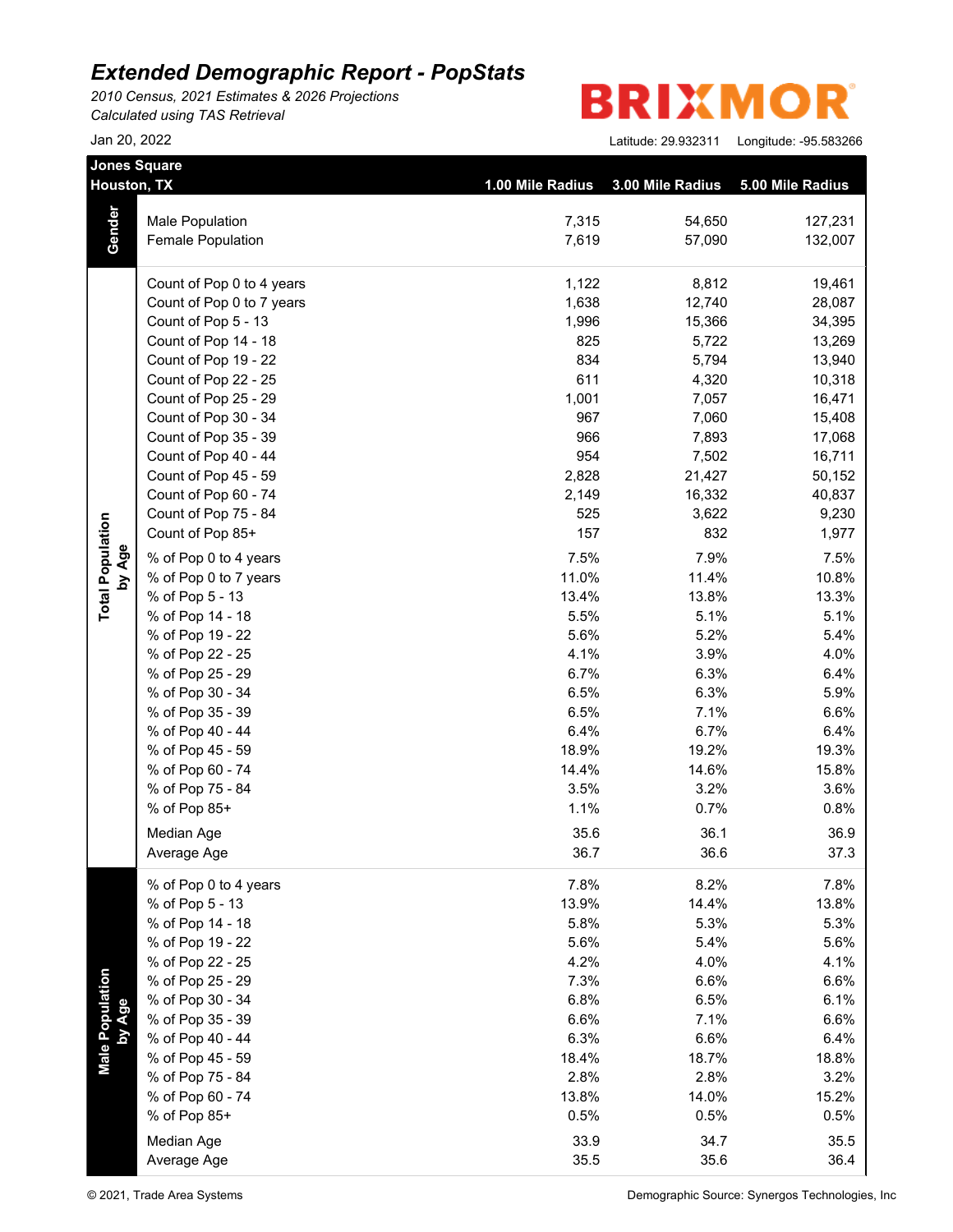# Extended Demographic Report - PopStats

*2010 Census, 2021 Estimates & 2026 Projections*
*Calculated using TAS Retrieval*

BRIXMOR

Jan 20, 2022

Latitude: 29.932311 Longitude: -95.583266

| Jones Square Houston, TX | | 1.00 Mile Radius | 3.00 Mile Radius | 5.00 Mile Radius |
|---|---|---|---|---|
| **Gender** | Male Population | 7,315 | 54,650 | 127,231 |
| | Female Population | 7,619 | 57,090 | 132,007 |
| **Total Population by Age** | Count of Pop 0 to 4 years | 1,122 | 8,812 | 19,461 |
| | Count of Pop 0 to 7 years | 1,638 | 12,740 | 28,087 |
| | Count of Pop 5 - 13 | 1,996 | 15,366 | 34,395 |
| | Count of Pop 14 - 18 | 825 | 5,722 | 13,269 |
| | Count of Pop 19 - 22 | 834 | 5,794 | 13,940 |
| | Count of Pop 22 - 25 | 611 | 4,320 | 10,318 |
| | Count of Pop 25 - 29 | 1,001 | 7,057 | 16,471 |
| | Count of Pop 30 - 34 | 967 | 7,060 | 15,408 |
| | Count of Pop 35 - 39 | 966 | 7,893 | 17,068 |
| | Count of Pop 40 - 44 | 954 | 7,502 | 16,711 |
| | Count of Pop 45 - 59 | 2,828 | 21,427 | 50,152 |
| | Count of Pop 60 - 74 | 2,149 | 16,332 | 40,837 |
| | Count of Pop 75 - 84 | 525 | 3,622 | 9,230 |
| | Count of Pop 85+ | 157 | 832 | 1,977 |
| | % of Pop 0 to 4 years | 7.5% | 7.9% | 7.5% |
| | % of Pop 0 to 7 years | 11.0% | 11.4% | 10.8% |
| | % of Pop 5 - 13 | 13.4% | 13.8% | 13.3% |
| | % of Pop 14 - 18 | 5.5% | 5.1% | 5.1% |
| | % of Pop 19 - 22 | 5.6% | 5.2% | 5.4% |
| | % of Pop 22 - 25 | 4.1% | 3.9% | 4.0% |
| | % of Pop 25 - 29 | 6.7% | 6.3% | 6.4% |
| | % of Pop 30 - 34 | 6.5% | 6.3% | 5.9% |
| | % of Pop 35 - 39 | 6.5% | 7.1% | 6.6% |
| | % of Pop 40 - 44 | 6.4% | 6.7% | 6.4% |
| | % of Pop 45 - 59 | 18.9% | 19.2% | 19.3% |
| | % of Pop 60 - 74 | 14.4% | 14.6% | 15.8% |
| | % of Pop 75 - 84 | 3.5% | 3.2% | 3.6% |
| | % of Pop 85+ | 1.1% | 0.7% | 0.8% |
| | Median Age | 35.6 | 36.1 | 36.9 |
| | Average Age | 36.7 | 36.6 | 37.3 |
| **Male Population by Age** | % of Pop 0 to 4 years | 7.8% | 8.2% | 7.8% |
| | % of Pop 5 - 13 | 13.9% | 14.4% | 13.8% |
| | % of Pop 14 - 18 | 5.8% | 5.3% | 5.3% |
| | % of Pop 19 - 22 | 5.6% | 5.4% | 5.6% |
| | % of Pop 22 - 25 | 4.2% | 4.0% | 4.1% |
| | % of Pop 25 - 29 | 7.3% | 6.6% | 6.6% |
| | % of Pop 30 - 34 | 6.8% | 6.5% | 6.1% |
| | % of Pop 35 - 39 | 6.6% | 7.1% | 6.6% |
| | % of Pop 40 - 44 | 6.3% | 6.6% | 6.4% |
| | % of Pop 45 - 59 | 18.4% | 18.7% | 18.8% |
| | % of Pop 75 - 84 | 2.8% | 2.8% | 3.2% |
| | % of Pop 60 - 74 | 13.8% | 14.0% | 15.2% |
| | % of Pop 85+ | 0.5% | 0.5% | 0.5% |
| | Median Age | 33.9 | 34.7 | 35.5 |
| | Average Age | 35.5 | 35.6 | 36.4 |

© 2021, Trade Area Systems

Demographic Source: Synergos Technologies, Inc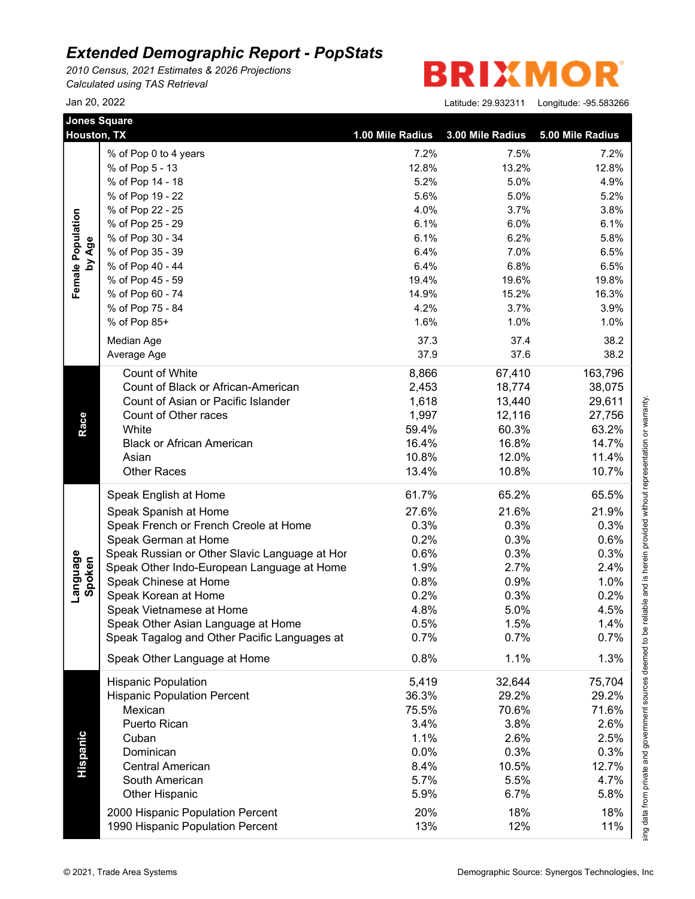# *Extended Demographic Report - PopStats*

*2010 Census, 2021 Estimates & 2026 Projections*
*Calculated using TAS Retrieval*

Jan 20, 2022

BRIXMOR

Latitude: 29.932311 Longitude: -95.583266

| Jones Square Houston, TX | | 1.00 Mile Radius | 3.00 Mile Radius | 5.00 Mile Radius |
|---|---|---|---|---|
| **Female Population by Age** | % of Pop 0 to 4 years | 7.2% | 7.5% | 7.2% |
| | % of Pop 5 - 13 | 12.8% | 13.2% | 12.8% |
| | % of Pop 14 - 18 | 5.2% | 5.0% | 4.9% |
| | % of Pop 19 - 22 | 5.6% | 5.0% | 5.2% |
| | % of Pop 22 - 25 | 4.0% | 3.7% | 3.8% |
| | % of Pop 25 - 29 | 6.1% | 6.0% | 6.1% |
| | % of Pop 30 - 34 | 6.1% | 6.2% | 5.8% |
| | % of Pop 35 - 39 | 6.4% | 7.0% | 6.5% |
| | % of Pop 40 - 44 | 6.4% | 6.8% | 6.5% |
| | % of Pop 45 - 59 | 19.4% | 19.6% | 19.8% |
| | % of Pop 60 - 74 | 14.9% | 15.2% | 16.3% |
| | % of Pop 75 - 84 | 4.2% | 3.7% | 3.9% |
| | % of Pop 85+ | 1.6% | 1.0% | 1.0% |
| | Median Age | 37.3 | 37.4 | 38.2 |
| | Average Age | 37.9 | 37.6 | 38.2 |
| **Race** | Count of White | 8,866 | 67,410 | 163,796 |
| | Count of Black or African-American | 2,453 | 18,774 | 38,075 |
| | Count of Asian or Pacific Islander | 1,618 | 13,440 | 29,611 |
| | Count of Other races | 1,997 | 12,116 | 27,756 |
| | White | 59.4% | 60.3% | 63.2% |
| | Black or African American | 16.4% | 16.8% | 14.7% |
| | Asian | 10.8% | 12.0% | 11.4% |
| | Other Races | 13.4% | 10.8% | 10.7% |
| **Language Spoken** | Speak English at Home | 61.7% | 65.2% | 65.5% |
| | Speak Spanish at Home | 27.6% | 21.6% | 21.9% |
| | Speak French or French Creole at Home | 0.3% | 0.3% | 0.3% |
| | Speak German at Home | 0.2% | 0.3% | 0.6% |
| | Speak Russian or Other Slavic Language at Hor | 0.6% | 0.3% | 0.3% |
| | Speak Other Indo-European Language at Home | 1.9% | 2.7% | 2.4% |
| | Speak Chinese at Home | 0.8% | 0.9% | 1.0% |
| | Speak Korean at Home | 0.2% | 0.3% | 0.2% |
| | Speak Vietnamese at Home | 4.8% | 5.0% | 4.5% |
| | Speak Other Asian Language at Home | 0.5% | 1.5% | 1.4% |
| | Speak Tagalog and Other Pacific Languages at | 0.7% | 0.7% | 0.7% |
| | Speak Other Language at Home | 0.8% | 1.1% | 1.3% |
| **Hispanic** | Hispanic Population | 5,419 | 32,644 | 75,704 |
| | Hispanic Population Percent | 36.3% | 29.2% | 29.2% |
| | Mexican | 75.5% | 70.6% | 71.6% |
| | Puerto Rican | 3.4% | 3.8% | 2.6% |
| | Cuban | 1.1% | 2.6% | 2.5% |
| | Dominican | 0.0% | 0.3% | 0.3% |
| | Central American | 8.4% | 10.5% | 12.7% |
| | South American | 5.7% | 5.5% | 4.7% |
| | Other Hispanic | 5.9% | 6.7% | 5.8% |
| | 2000 Hispanic Population Percent | 20% | 18% | 18% |
| | 1990 Hispanic Population Percent | 13% | 12% | 11% |

sing data from private and government sources deemed to be reliable and is herein provided without representation or warranty.

© 2021, Trade Area Systems

Demographic Source: Synergos Technologies, Inc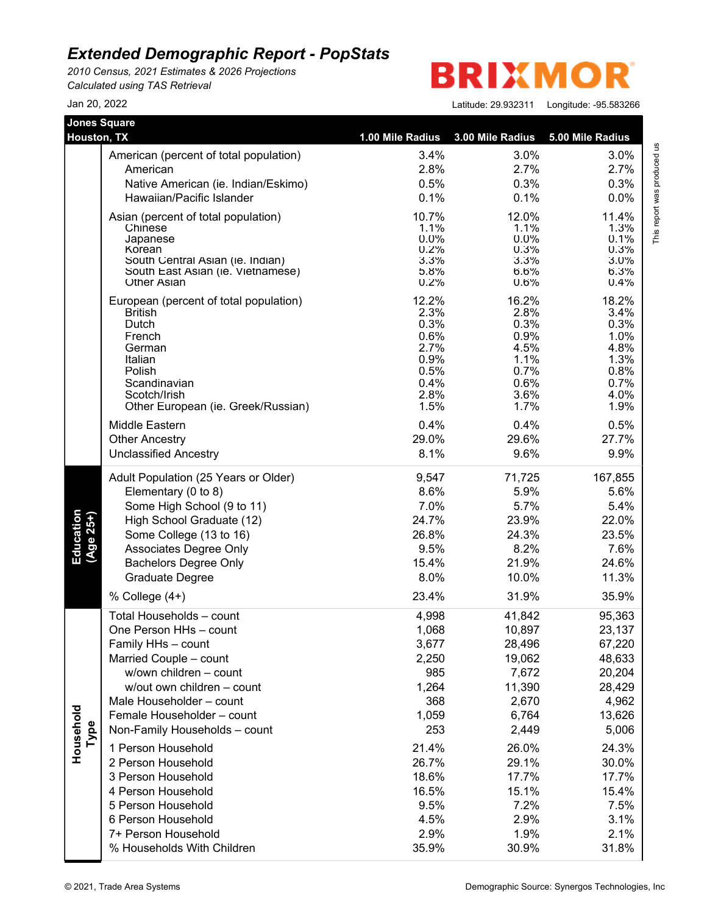# Extended Demographic Report - PopStats

*2010 Census, 2021 Estimates & 2026 Projections*
*Calculated using TAS Retrieval*

Jan 20, 2022

BRIXMOR

Latitude: 29.932311 Longitude: -95.583266

**Jones Square**
**Houston, TX**

| | | 1.00 Mile Radius | 3.00 Mile Radius | 5.00 Mile Radius |
|---|---|---|---|---|
| | American (percent of total population) | 3.4% | 3.0% | 3.0% |
| | American | 2.8% | 2.7% | 2.7% |
| | Native American (ie. Indian/Eskimo) | 0.5% | 0.3% | 0.3% |
| | Hawaiian/Pacific Islander | 0.1% | 0.1% | 0.0% |
| | Asian (percent of total population) | 10.7% | 12.0% | 11.4% |
| | Chinese | 1.1% | 1.1% | 1.3% |
| | Japanese | 0.0% | 0.0% | 0.1% |
| | Korean | 0.2% | 0.3% | 0.3% |
| | South Central Asian (ie. Indian) | 3.3% | 3.3% | 3.0% |
| | South East Asian (ie. Vietnamese) | 5.8% | 6.6% | 6.3% |
| | Other Asian | 0.2% | 0.6% | 0.4% |
| | European (percent of total population) | 12.2% | 16.2% | 18.2% |
| | British | 2.3% | 2.8% | 3.4% |
| | Dutch | 0.3% | 0.3% | 0.3% |
| | French | 0.6% | 0.9% | 1.0% |
| | German | 2.7% | 4.5% | 4.8% |
| | Italian | 0.9% | 1.1% | 1.3% |
| | Polish | 0.5% | 0.7% | 0.8% |
| | Scandinavian | 0.4% | 0.6% | 0.7% |
| | Scotch/Irish | 2.8% | 3.6% | 4.0% |
| | Other European (ie. Greek/Russian) | 1.5% | 1.7% | 1.9% |
| | Middle Eastern | 0.4% | 0.4% | 0.5% |
| | Other Ancestry | 29.0% | 29.6% | 27.7% |
| | Unclassified Ancestry | 8.1% | 9.6% | 9.9% |
| **Education (Age 25+)** | Adult Population (25 Years or Older) | 9,547 | 71,725 | 167,855 |
| | Elementary (0 to 8) | 8.6% | 5.9% | 5.6% |
| | Some High School (9 to 11) | 7.0% | 5.7% | 5.4% |
| | High School Graduate (12) | 24.7% | 23.9% | 22.0% |
| | Some College (13 to 16) | 26.8% | 24.3% | 23.5% |
| | Associates Degree Only | 9.5% | 8.2% | 7.6% |
| | Bachelors Degree Only | 15.4% | 21.9% | 24.6% |
| | Graduate Degree | 8.0% | 10.0% | 11.3% |
| | % College (4+) | 23.4% | 31.9% | 35.9% |
| **Household Type** | Total Households – count | 4,998 | 41,842 | 95,363 |
| | One Person HHs – count | 1,068 | 10,897 | 23,137 |
| | Family HHs – count | 3,677 | 28,496 | 67,220 |
| | Married Couple – count | 2,250 | 19,062 | 48,633 |
| | w/own children – count | 985 | 7,672 | 20,204 |
| | w/out own children – count | 1,264 | 11,390 | 28,429 |
| | Male Householder – count | 368 | 2,670 | 4,962 |
| | Female Householder – count | 1,059 | 6,764 | 13,626 |
| | Non-Family Households – count | 253 | 2,449 | 5,006 |
| | 1 Person Household | 21.4% | 26.0% | 24.3% |
| | 2 Person Household | 26.7% | 29.1% | 30.0% |
| | 3 Person Household | 18.6% | 17.7% | 17.7% |
| | 4 Person Household | 16.5% | 15.1% | 15.4% |
| | 5 Person Household | 9.5% | 7.2% | 7.5% |
| | 6 Person Household | 4.5% | 2.9% | 3.1% |
| | 7+ Person Household | 2.9% | 1.9% | 2.1% |
| | % Households With Children | 35.9% | 30.9% | 31.8% |

This report was produced us

© 2021, Trade Area Systems

Demographic Source: Synergos Technologies, Inc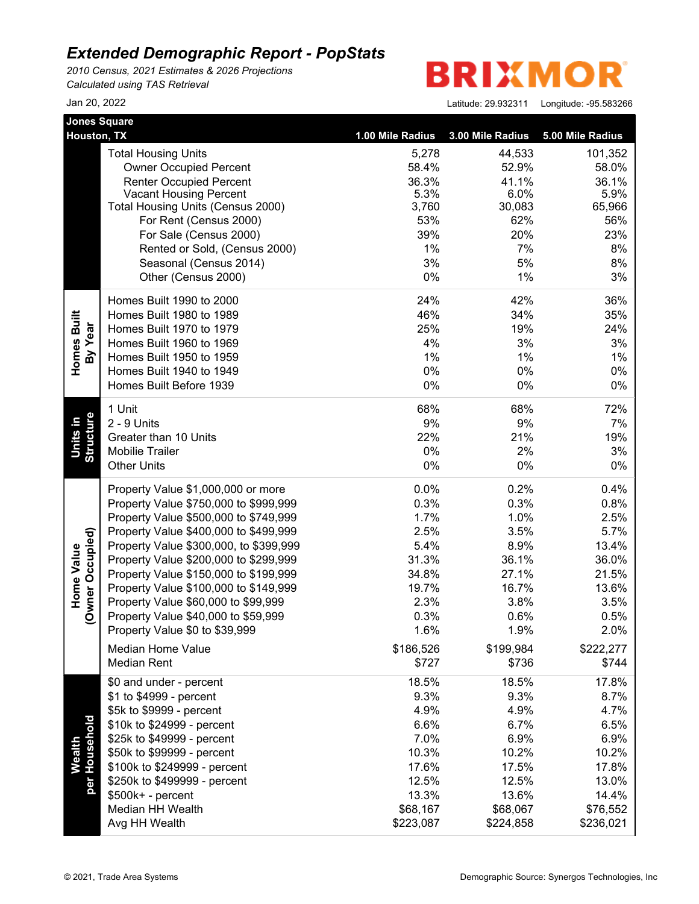# Extended Demographic Report - PopStats

*2010 Census, 2021 Estimates & 2026 Projections*
*Calculated using TAS Retrieval*

BRIXMOR

Jan 20, 2022

Latitude: 29.932311 Longitude: -95.583266

| Jones Square Houston, TX | | 1.00 Mile Radius | 3.00 Mile Radius | 5.00 Mile Radius |
|---|---|---|---|---|
| | Total Housing Units | 5,278 | 44,533 | 101,352 |
| | Owner Occupied Percent | 58.4% | 52.9% | 58.0% |
| | Renter Occupied Percent | 36.3% | 41.1% | 36.1% |
| | Vacant Housing Percent | 5.3% | 6.0% | 5.9% |
| | Total Housing Units (Census 2000) | 3,760 | 30,083 | 65,966 |
| | For Rent (Census 2000) | 53% | 62% | 56% |
| | For Sale (Census 2000) | 39% | 20% | 23% |
| | Rented or Sold, (Census 2000) | 1% | 7% | 8% |
| | Seasonal (Census 2014) | 3% | 5% | 8% |
| | Other (Census 2000) | 0% | 1% | 3% |
| **Homes Built By Year** | Homes Built 1990 to 2000 | 24% | 42% | 36% |
| | Homes Built 1980 to 1989 | 46% | 34% | 35% |
| | Homes Built 1970 to 1979 | 25% | 19% | 24% |
| | Homes Built 1960 to 1969 | 4% | 3% | 3% |
| | Homes Built 1950 to 1959 | 1% | 1% | 1% |
| | Homes Built 1940 to 1949 | 0% | 0% | 0% |
| | Homes Built Before 1939 | 0% | 0% | 0% |
| **Units in Structure** | 1 Unit | 68% | 68% | 72% |
| | 2 - 9 Units | 9% | 9% | 7% |
| | Greater than 10 Units | 22% | 21% | 19% |
| | Mobilie Trailer | 0% | 2% | 3% |
| | Other Units | 0% | 0% | 0% |
| **Home Value (Owner Occupied)** | Property Value $1,000,000 or more | 0.0% | 0.2% | 0.4% |
| | Property Value $750,000 to $999,999 | 0.3% | 0.3% | 0.8% |
| | Property Value $500,000 to $749,999 | 1.7% | 1.0% | 2.5% |
| | Property Value $400,000 to $499,999 | 2.5% | 3.5% | 5.7% |
| | Property Value $300,000, to $399,999 | 5.4% | 8.9% | 13.4% |
| | Property Value $200,000 to $299,999 | 31.3% | 36.1% | 36.0% |
| | Property Value $150,000 to $199,999 | 34.8% | 27.1% | 21.5% |
| | Property Value $100,000 to $149,999 | 19.7% | 16.7% | 13.6% |
| | Property Value $60,000 to $99,999 | 2.3% | 3.8% | 3.5% |
| | Property Value $40,000 to $59,999 | 0.3% | 0.6% | 0.5% |
| | Property Value $0 to $39,999 | 1.6% | 1.9% | 2.0% |
| | Median Home Value | $186,526 | $199,984 | $222,277 |
| | Median Rent | $727 | $736 | $744 |
| **Wealth per Household** | $0 and under - percent | 18.5% | 18.5% | 17.8% |
| | $1 to $4999 - percent | 9.3% | 9.3% | 8.7% |
| | $5k to $9999 - percent | 4.9% | 4.9% | 4.7% |
| | $10k to $24999 - percent | 6.6% | 6.7% | 6.5% |
| | $25k to $49999 - percent | 7.0% | 6.9% | 6.9% |
| | $50k to $99999 - percent | 10.3% | 10.2% | 10.2% |
| | $100k to $249999 - percent | 17.6% | 17.5% | 17.8% |
| | $250k to $499999 - percent | 12.5% | 12.5% | 13.0% |
| | $500k+ - percent | 13.3% | 13.6% | 14.4% |
| | Median HH Wealth | $68,167 | $68,067 | $76,552 |
| | Avg HH Wealth | $223,087 | $224,858 | $236,021 |

© 2021, Trade Area Systems

Demographic Source: Synergos Technologies, Inc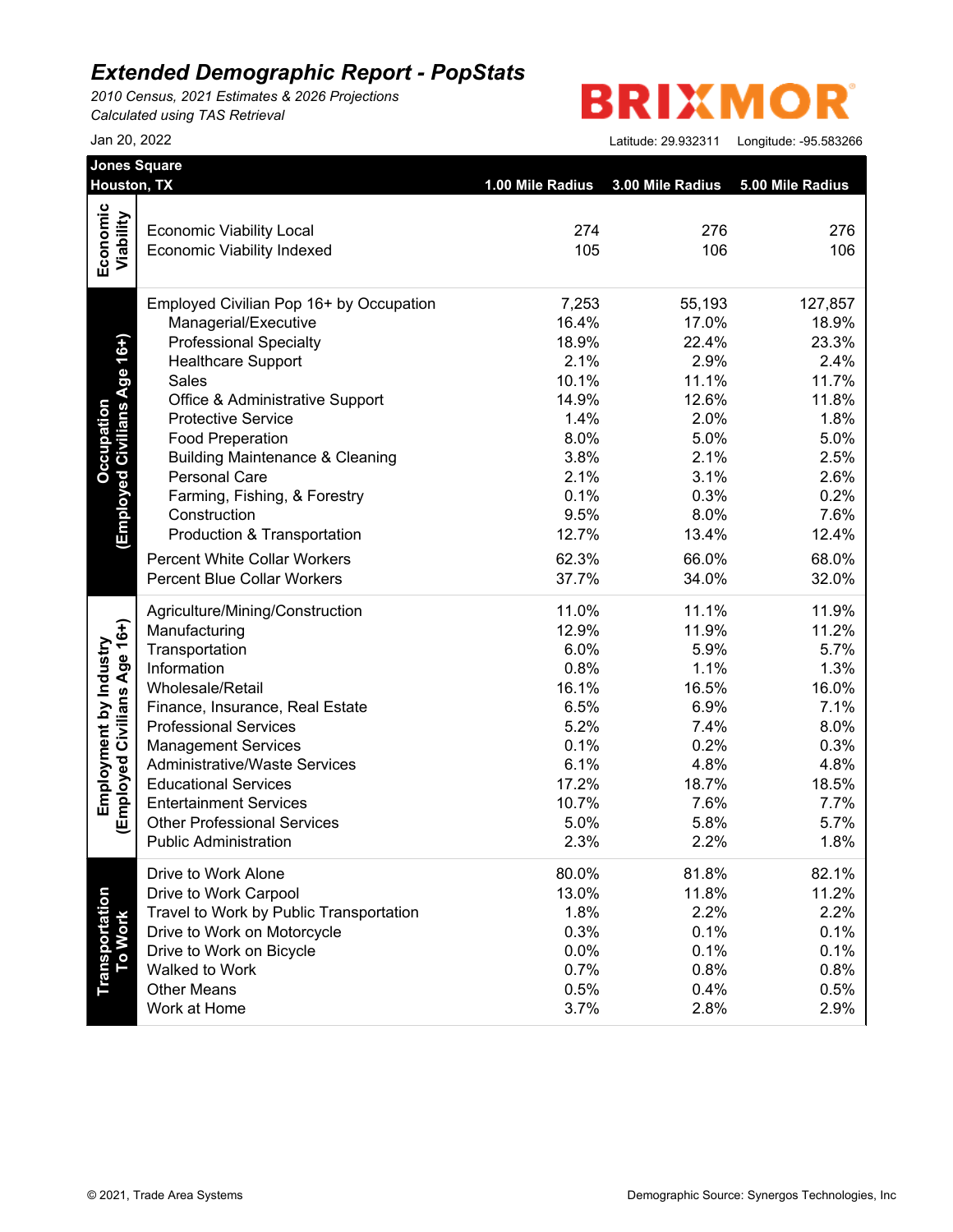# Extended Demographic Report - PopStats

*2010 Census, 2021 Estimates & 2026 Projections*
*Calculated using TAS Retrieval*

BRIXMOR

Jan 20, 2022

Latitude: 29.932311 Longitude: -95.583266

**Jones Square**
**Houston, TX**

| Category | Item | 1.00 Mile Radius | 3.00 Mile Radius | 5.00 Mile Radius |
|---|---|---|---|---|
| Economic Viability | Economic Viability Local | 274 | 276 | 276 |
| | Economic Viability Indexed | 105 | 106 | 106 |
| Occupation (Employed Civilians Age 16+) | Employed Civilian Pop 16+ by Occupation | 7,253 | 55,193 | 127,857 |
| | Managerial/Executive | 16.4% | 17.0% | 18.9% |
| | Professional Specialty | 18.9% | 22.4% | 23.3% |
| | Healthcare Support | 2.1% | 2.9% | 2.4% |
| | Sales | 10.1% | 11.1% | 11.7% |
| | Office & Administrative Support | 14.9% | 12.6% | 11.8% |
| | Protective Service | 1.4% | 2.0% | 1.8% |
| | Food Preperation | 8.0% | 5.0% | 5.0% |
| | Building Maintenance & Cleaning | 3.8% | 2.1% | 2.5% |
| | Personal Care | 2.1% | 3.1% | 2.6% |
| | Farming, Fishing, & Forestry | 0.1% | 0.3% | 0.2% |
| | Construction | 9.5% | 8.0% | 7.6% |
| | Production & Transportation | 12.7% | 13.4% | 12.4% |
| | Percent White Collar Workers | 62.3% | 66.0% | 68.0% |
| | Percent Blue Collar Workers | 37.7% | 34.0% | 32.0% |
| Employment by Industry (Employed Civilians Age 16+) | Agriculture/Mining/Construction | 11.0% | 11.1% | 11.9% |
| | Manufacturing | 12.9% | 11.9% | 11.2% |
| | Transportation | 6.0% | 5.9% | 5.7% |
| | Information | 0.8% | 1.1% | 1.3% |
| | Wholesale/Retail | 16.1% | 16.5% | 16.0% |
| | Finance, Insurance, Real Estate | 6.5% | 6.9% | 7.1% |
| | Professional Services | 5.2% | 7.4% | 8.0% |
| | Management Services | 0.1% | 0.2% | 0.3% |
| | Administrative/Waste Services | 6.1% | 4.8% | 4.8% |
| | Educational Services | 17.2% | 18.7% | 18.5% |
| | Entertainment Services | 10.7% | 7.6% | 7.7% |
| | Other Professional Services | 5.0% | 5.8% | 5.7% |
| | Public Administration | 2.3% | 2.2% | 1.8% |
| Transportation To Work | Drive to Work Alone | 80.0% | 81.8% | 82.1% |
| | Drive to Work Carpool | 13.0% | 11.8% | 11.2% |
| | Travel to Work by Public Transportation | 1.8% | 2.2% | 2.2% |
| | Drive to Work on Motorcycle | 0.3% | 0.1% | 0.1% |
| | Drive to Work on Bicycle | 0.0% | 0.1% | 0.1% |
| | Walked to Work | 0.7% | 0.8% | 0.8% |
| | Other Means | 0.5% | 0.4% | 0.5% |
| | Work at Home | 3.7% | 2.8% | 2.9% |

© 2021, Trade Area Systems

Demographic Source: Synergos Technologies, Inc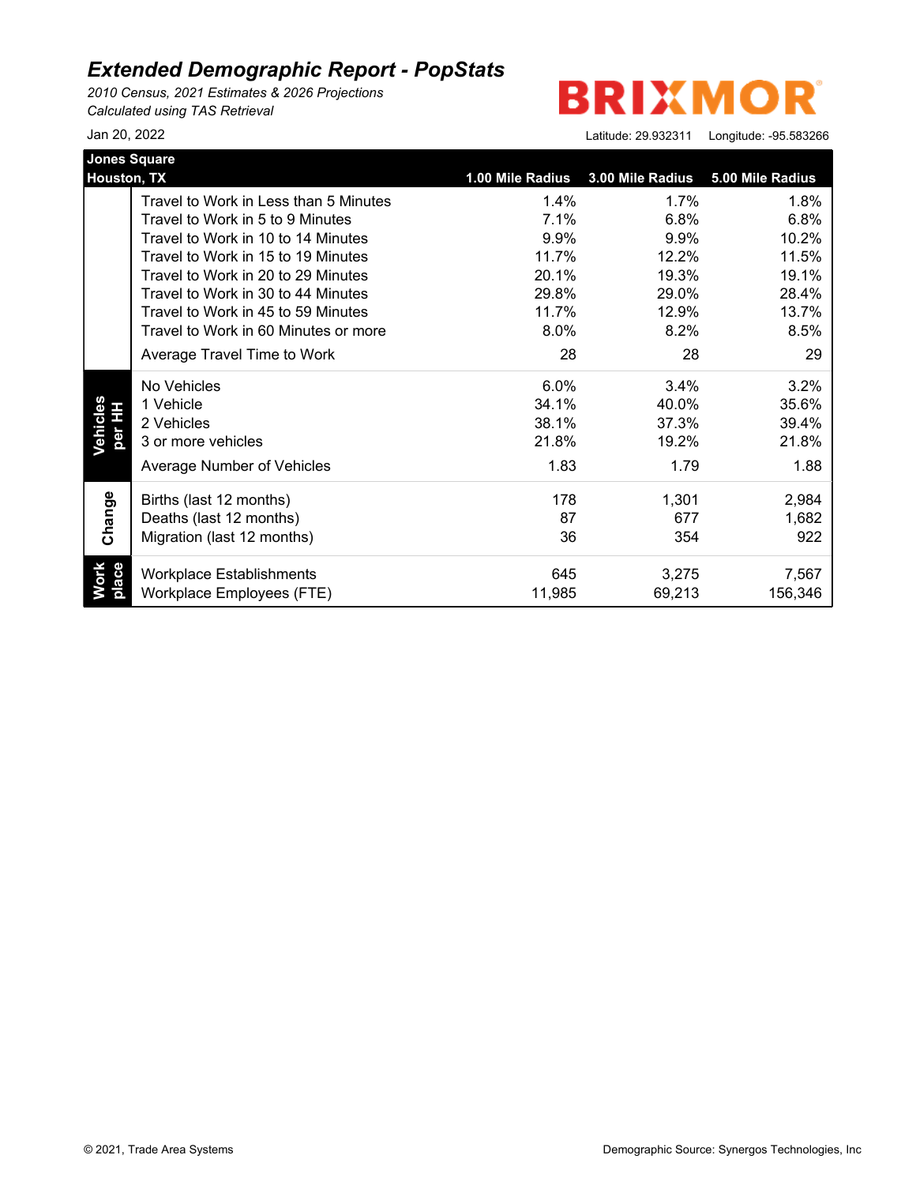# *Extended Demographic Report - PopStats*

*2010 Census, 2021 Estimates & 2026 Projections*
*Calculated using TAS Retrieval*

BRIXMOR

Jan 20, 2022

Latitude: 29.932311 Longitude: -95.583266

| Jones Square Houston, TX | | 1.00 Mile Radius | 3.00 Mile Radius | 5.00 Mile Radius |
|---|---|---|---|---|
| | Travel to Work in Less than 5 Minutes | 1.4% | 1.7% | 1.8% |
| | Travel to Work in 5 to 9 Minutes | 7.1% | 6.8% | 6.8% |
| | Travel to Work in 10 to 14 Minutes | 9.9% | 9.9% | 10.2% |
| | Travel to Work in 15 to 19 Minutes | 11.7% | 12.2% | 11.5% |
| | Travel to Work in 20 to 29 Minutes | 20.1% | 19.3% | 19.1% |
| | Travel to Work in 30 to 44 Minutes | 29.8% | 29.0% | 28.4% |
| | Travel to Work in 45 to 59 Minutes | 11.7% | 12.9% | 13.7% |
| | Travel to Work in 60 Minutes or more | 8.0% | 8.2% | 8.5% |
| | Average Travel Time to Work | 28 | 28 | 29 |
| Vehicles per HH | No Vehicles | 6.0% | 3.4% | 3.2% |
| | 1 Vehicle | 34.1% | 40.0% | 35.6% |
| | 2 Vehicles | 38.1% | 37.3% | 39.4% |
| | 3 or more vehicles | 21.8% | 19.2% | 21.8% |
| | Average Number of Vehicles | 1.83 | 1.79 | 1.88 |
| Change | Births (last 12 months) | 178 | 1,301 | 2,984 |
| | Deaths (last 12 months) | 87 | 677 | 1,682 |
| | Migration (last 12 months) | 36 | 354 | 922 |
| Work place | Workplace Establishments | 645 | 3,275 | 7,567 |
| | Workplace Employees (FTE) | 11,985 | 69,213 | 156,346 |

© 2021, Trade Area Systems

Demographic Source: Synergos Technologies, Inc